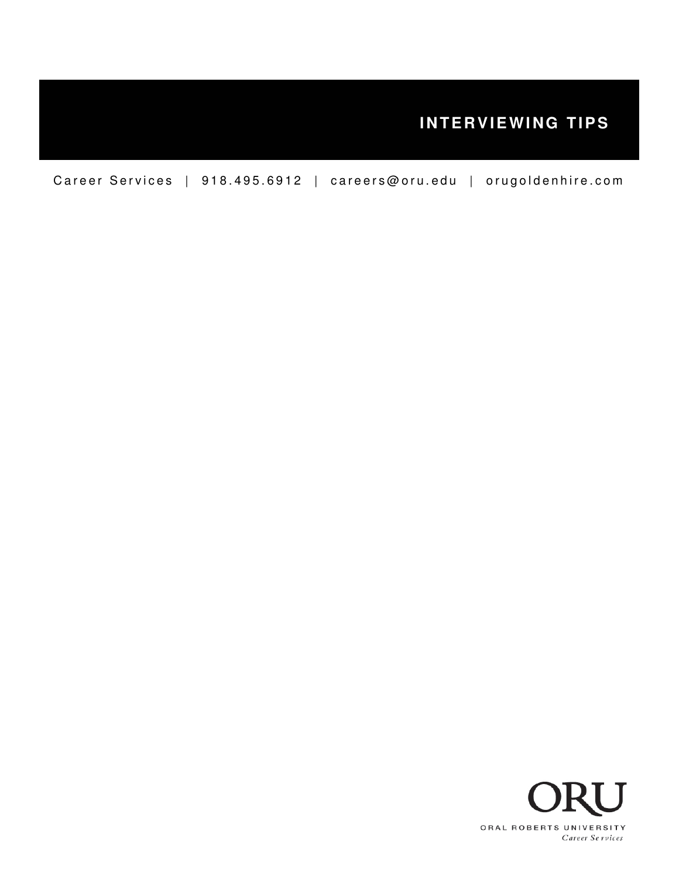# INTERVIEWING TIPS

Career Services | 918.495.6912 | careers@oru.edu | orugoldenhire.com

ORU

ORAL ROBERTS UNIVERSITY

*Career Services*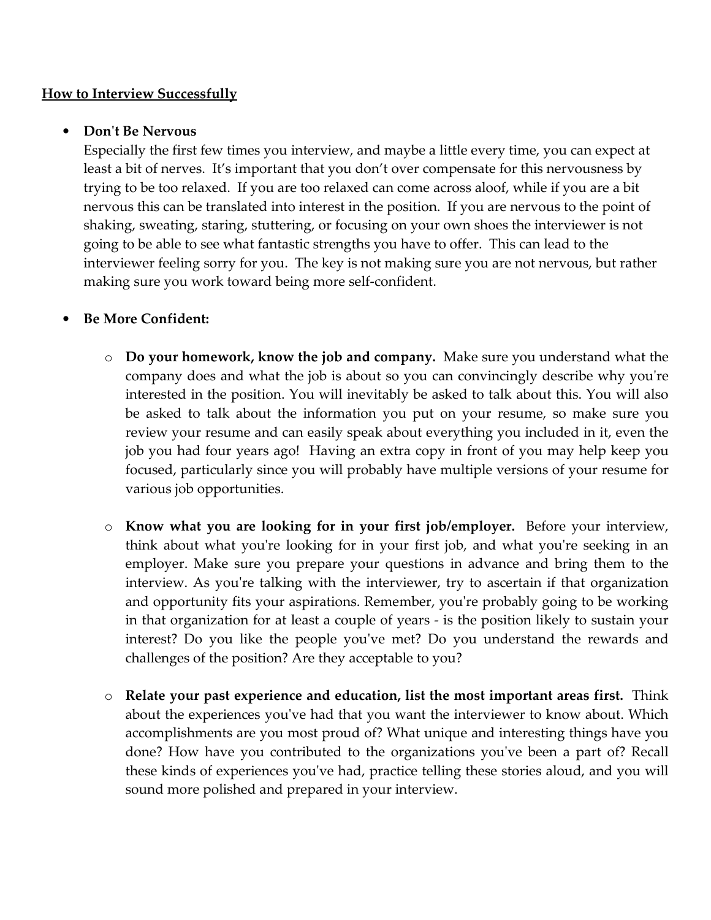**<u>How to Interview Successfully</u>**

- **Don't Be Nervous**
  Especially the first few times you interview, and maybe a little every time, you can expect at least a bit of nerves. It's important that you don't over compensate for this nervousness by trying to be too relaxed. If you are too relaxed can come across aloof, while if you are a bit nervous this can be translated into interest in the position. If you are nervous to the point of shaking, sweating, staring, stuttering, or focusing on your own shoes the interviewer is not going to be able to see what fantastic strengths you have to offer. This can lead to the interviewer feeling sorry for you. The key is not making sure you are not nervous, but rather making sure you work toward being more self-confident.

- **Be More Confident:**

  - **Do your homework, know the job and company.** Make sure you understand what the company does and what the job is about so you can convincingly describe why you're interested in the position. You will inevitably be asked to talk about this. You will also be asked to talk about the information you put on your resume, so make sure you review your resume and can easily speak about everything you included in it, even the job you had four years ago! Having an extra copy in front of you may help keep you focused, particularly since you will probably have multiple versions of your resume for various job opportunities.

  - **Know what you are looking for in your first job/employer.** Before your interview, think about what you're looking for in your first job, and what you're seeking in an employer. Make sure you prepare your questions in advance and bring them to the interview. As you're talking with the interviewer, try to ascertain if that organization and opportunity fits your aspirations. Remember, you're probably going to be working in that organization for at least a couple of years - is the position likely to sustain your interest? Do you like the people you've met? Do you understand the rewards and challenges of the position? Are they acceptable to you?

  - **Relate your past experience and education, list the most important areas first.** Think about the experiences you've had that you want the interviewer to know about. Which accomplishments are you most proud of? What unique and interesting things have you done? How have you contributed to the organizations you've been a part of? Recall these kinds of experiences you've had, practice telling these stories aloud, and you will sound more polished and prepared in your interview.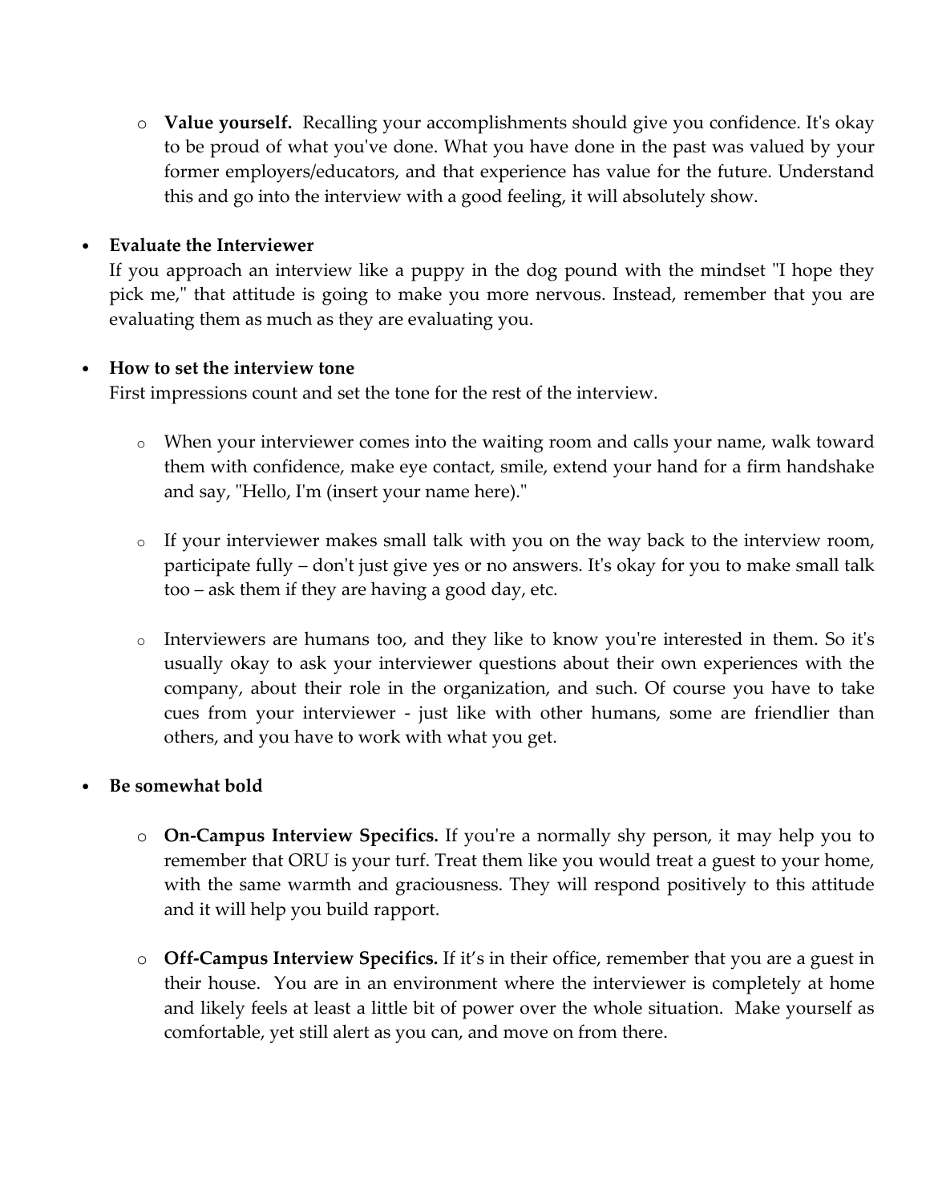- **Value yourself.** Recalling your accomplishments should give you confidence. It's okay to be proud of what you've done. What you have done in the past was valued by your former employers/educators, and that experience has value for the future. Understand this and go into the interview with a good feeling, it will absolutely show.

- **Evaluate the Interviewer**
  If you approach an interview like a puppy in the dog pound with the mindset "I hope they pick me," that attitude is going to make you more nervous. Instead, remember that you are evaluating them as much as they are evaluating you.

- **How to set the interview tone**
  First impressions count and set the tone for the rest of the interview.

  - When your interviewer comes into the waiting room and calls your name, walk toward them with confidence, make eye contact, smile, extend your hand for a firm handshake and say, "Hello, I'm (insert your name here)."

  - If your interviewer makes small talk with you on the way back to the interview room, participate fully – don't just give yes or no answers. It's okay for you to make small talk too – ask them if they are having a good day, etc.

  - Interviewers are humans too, and they like to know you're interested in them. So it's usually okay to ask your interviewer questions about their own experiences with the company, about their role in the organization, and such. Of course you have to take cues from your interviewer - just like with other humans, some are friendlier than others, and you have to work with what you get.

- **Be somewhat bold**

  - **On-Campus Interview Specifics.** If you're a normally shy person, it may help you to remember that ORU is your turf. Treat them like you would treat a guest to your home, with the same warmth and graciousness. They will respond positively to this attitude and it will help you build rapport.

  - **Off-Campus Interview Specifics.** If it's in their office, remember that you are a guest in their house. You are in an environment where the interviewer is completely at home and likely feels at least a little bit of power over the whole situation. Make yourself as comfortable, yet still alert as you can, and move on from there.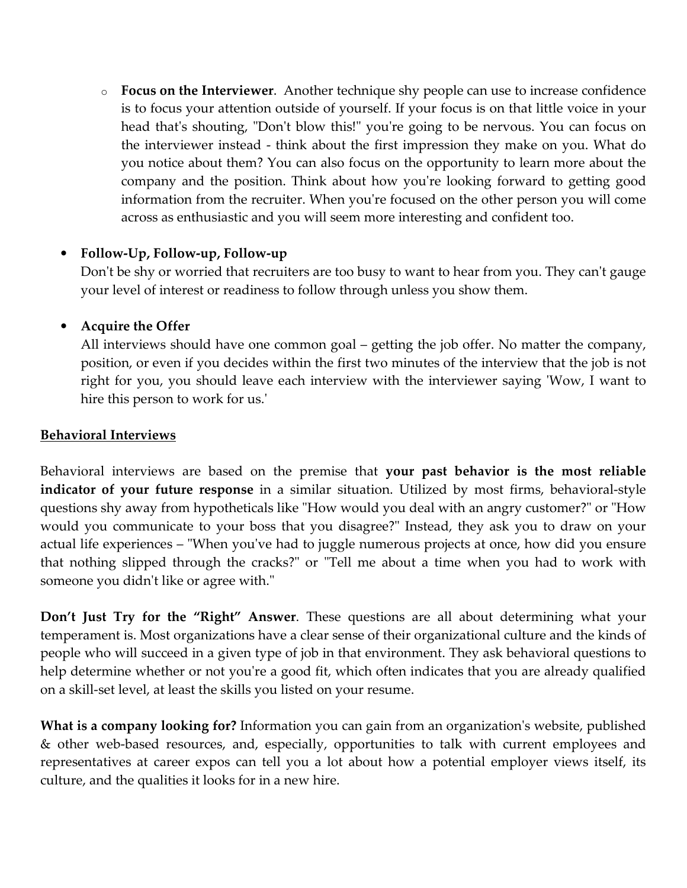- **Focus on the Interviewer**. Another technique shy people can use to increase confidence is to focus your attention outside of yourself. If your focus is on that little voice in your head that's shouting, "Don't blow this!" you're going to be nervous. You can focus on the interviewer instead - think about the first impression they make on you. What do you notice about them? You can also focus on the opportunity to learn more about the company and the position. Think about how you're looking forward to getting good information from the recruiter. When you're focused on the other person you will come across as enthusiastic and you will seem more interesting and confident too.

- **Follow-Up, Follow-up, Follow-up**
  Don't be shy or worried that recruiters are too busy to want to hear from you. They can't gauge your level of interest or readiness to follow through unless you show them.

- **Acquire the Offer**
  All interviews should have one common goal – getting the job offer. No matter the company, position, or even if you decides within the first two minutes of the interview that the job is not right for you, you should leave each interview with the interviewer saying 'Wow, I want to hire this person to work for us.'

## Behavioral Interviews

Behavioral interviews are based on the premise that **your past behavior is the most reliable indicator of your future response** in a similar situation. Utilized by most firms, behavioral-style questions shy away from hypotheticals like "How would you deal with an angry customer?" or "How would you communicate to your boss that you disagree?" Instead, they ask you to draw on your actual life experiences – "When you've had to juggle numerous projects at once, how did you ensure that nothing slipped through the cracks?" or "Tell me about a time when you had to work with someone you didn't like or agree with."

**Don't Just Try for the "Right" Answer**. These questions are all about determining what your temperament is. Most organizations have a clear sense of their organizational culture and the kinds of people who will succeed in a given type of job in that environment. They ask behavioral questions to help determine whether or not you're a good fit, which often indicates that you are already qualified on a skill-set level, at least the skills you listed on your resume.

**What is a company looking for?** Information you can gain from an organization's website, published & other web-based resources, and, especially, opportunities to talk with current employees and representatives at career expos can tell you a lot about how a potential employer views itself, its culture, and the qualities it looks for in a new hire.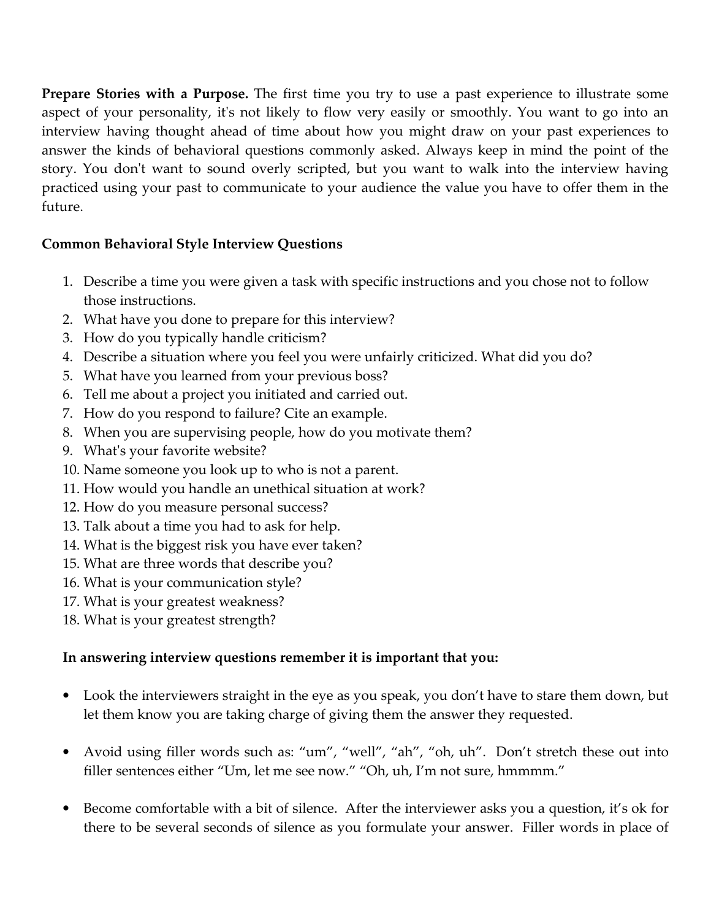**Prepare Stories with a Purpose.** The first time you try to use a past experience to illustrate some aspect of your personality, it's not likely to flow very easily or smoothly. You want to go into an interview having thought ahead of time about how you might draw on your past experiences to answer the kinds of behavioral questions commonly asked. Always keep in mind the point of the story. You don't want to sound overly scripted, but you want to walk into the interview having practiced using your past to communicate to your audience the value you have to offer them in the future.

**Common Behavioral Style Interview Questions**

1. Describe a time you were given a task with specific instructions and you chose not to follow those instructions.
2. What have you done to prepare for this interview?
3. How do you typically handle criticism?
4. Describe a situation where you feel you were unfairly criticized. What did you do?
5. What have you learned from your previous boss?
6. Tell me about a project you initiated and carried out.
7. How do you respond to failure? Cite an example.
8. When you are supervising people, how do you motivate them?
9. What's your favorite website?
10. Name someone you look up to who is not a parent.
11. How would you handle an unethical situation at work?
12. How do you measure personal success?
13. Talk about a time you had to ask for help.
14. What is the biggest risk you have ever taken?
15. What are three words that describe you?
16. What is your communication style?
17. What is your greatest weakness?
18. What is your greatest strength?

**In answering interview questions remember it is important that you:**

- Look the interviewers straight in the eye as you speak, you don't have to stare them down, but let them know you are taking charge of giving them the answer they requested.

- Avoid using filler words such as: "um", "well", "ah", "oh, uh". Don't stretch these out into filler sentences either "Um, let me see now." "Oh, uh, I'm not sure, hmmmm."

- Become comfortable with a bit of silence. After the interviewer asks you a question, it's ok for there to be several seconds of silence as you formulate your answer. Filler words in place of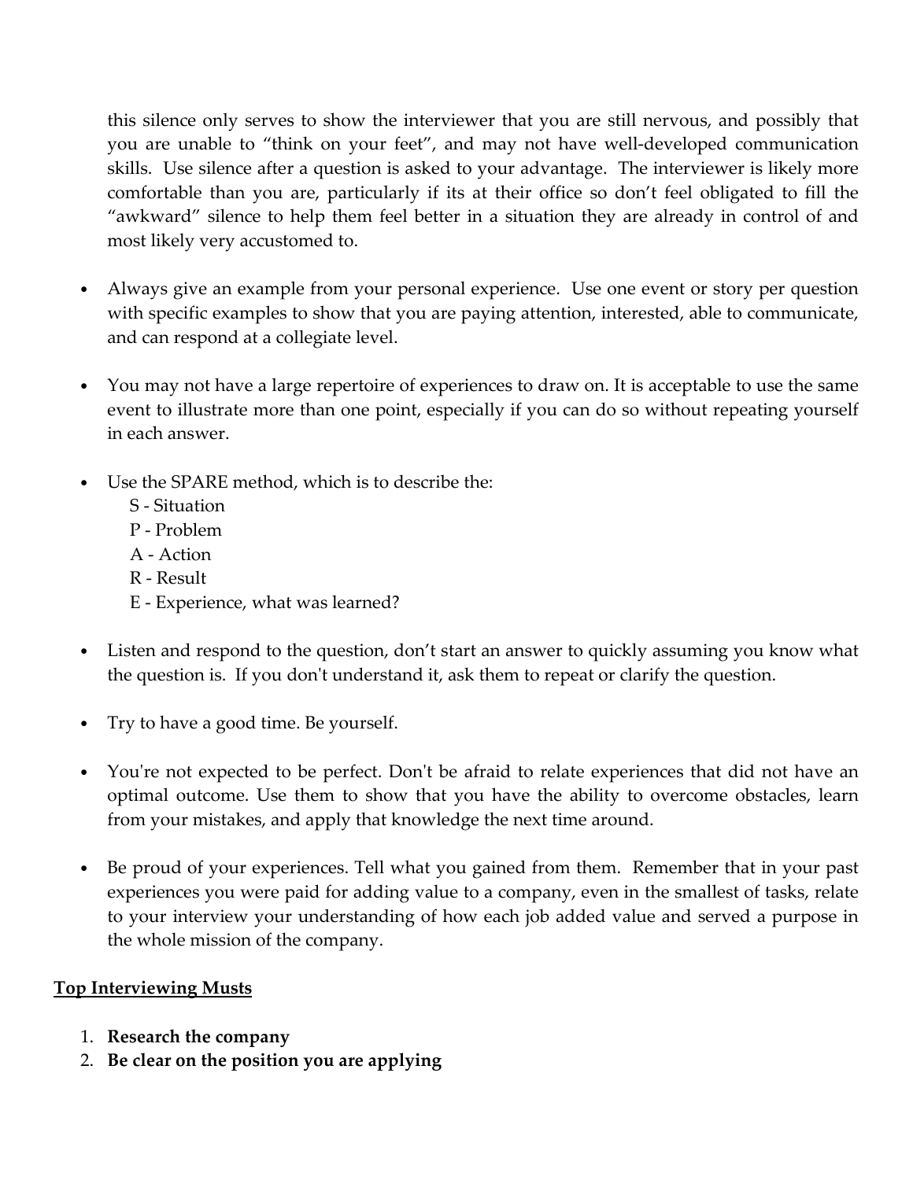this silence only serves to show the interviewer that you are still nervous, and possibly that you are unable to "think on your feet", and may not have well-developed communication skills. Use silence after a question is asked to your advantage. The interviewer is likely more comfortable than you are, particularly if its at their office so don't feel obligated to fill the "awkward" silence to help them feel better in a situation they are already in control of and most likely very accustomed to.

- Always give an example from your personal experience. Use one event or story per question with specific examples to show that you are paying attention, interested, able to communicate, and can respond at a collegiate level.

- You may not have a large repertoire of experiences to draw on. It is acceptable to use the same event to illustrate more than one point, especially if you can do so without repeating yourself in each answer.

- Use the SPARE method, which is to describe the:
  - S - Situation
  - P - Problem
  - A - Action
  - R - Result
  - E - Experience, what was learned?

- Listen and respond to the question, don't start an answer to quickly assuming you know what the question is. If you don't understand it, ask them to repeat or clarify the question.

- Try to have a good time. Be yourself.

- You're not expected to be perfect. Don't be afraid to relate experiences that did not have an optimal outcome. Use them to show that you have the ability to overcome obstacles, learn from your mistakes, and apply that knowledge the next time around.

- Be proud of your experiences. Tell what you gained from them. Remember that in your past experiences you were paid for adding value to a company, even in the smallest of tasks, relate to your interview your understanding of how each job added value and served a purpose in the whole mission of the company.

## Top Interviewing Musts

1. **Research the company**
2. **Be clear on the position you are applying**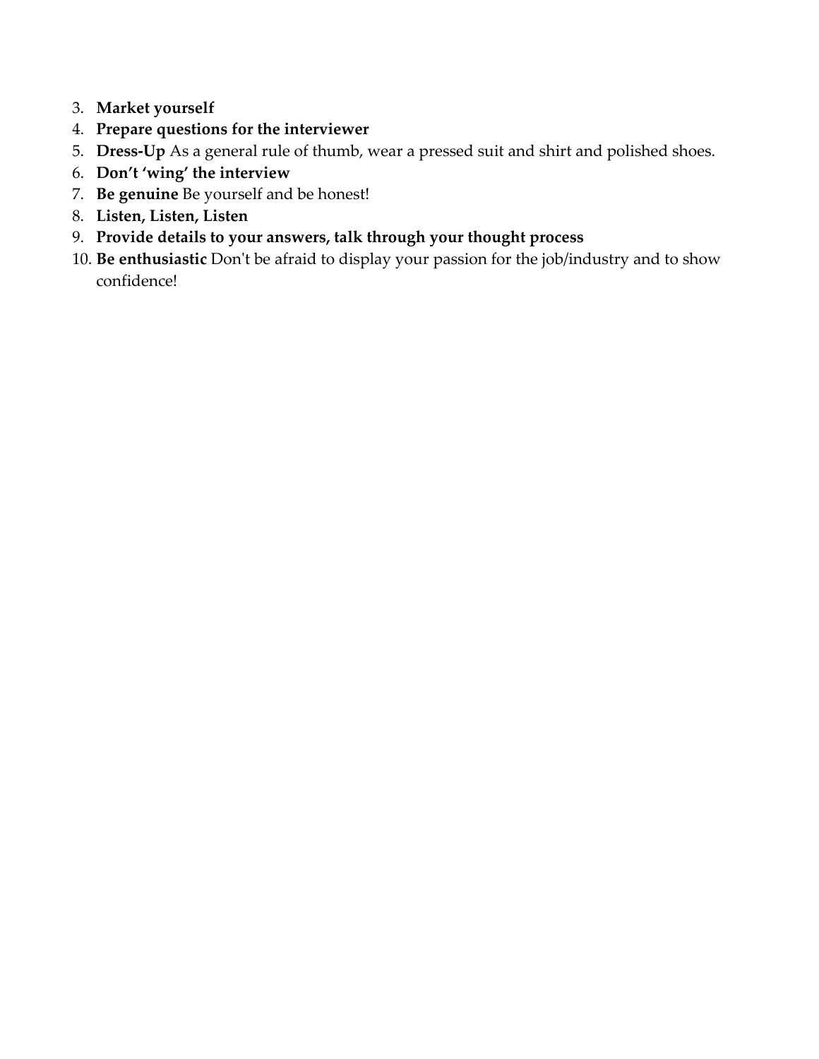3. **Market yourself**
4. **Prepare questions for the interviewer**
5. **Dress-Up** As a general rule of thumb, wear a pressed suit and shirt and polished shoes.
6. **Don’t ‘wing’ the interview**
7. **Be genuine** Be yourself and be honest!
8. **Listen, Listen, Listen**
9. **Provide details to your answers, talk through your thought process**
10. **Be enthusiastic** Don't be afraid to display your passion for the job/industry and to show confidence!